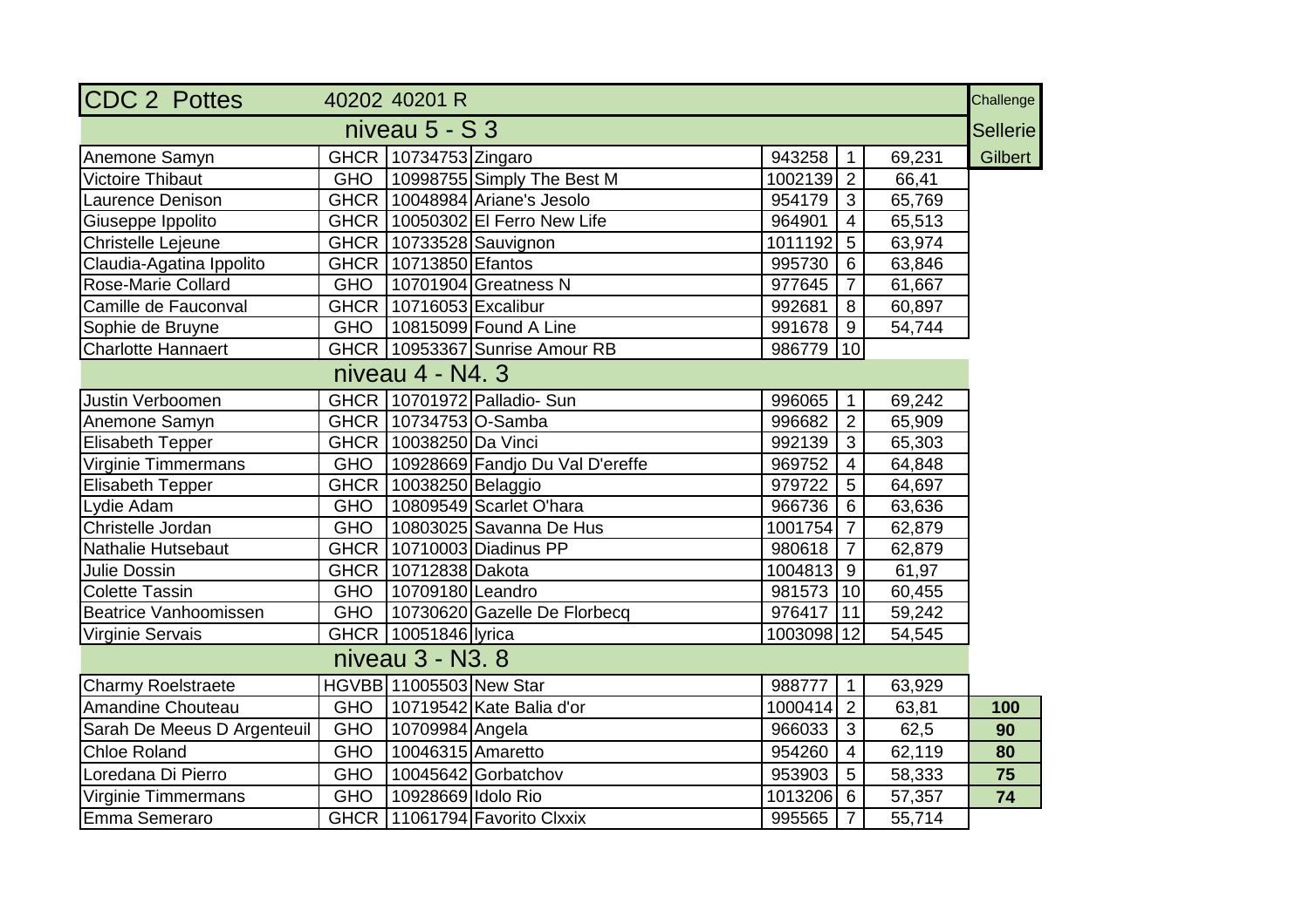| CDC 2 Pottes | 40202 40201 R | | | | | | Challenge |
|---|---|---|---|---|---|---|---|
| niveau 5 - S 3 | | | | | | | Sellerie |
| Anemone Samyn | GHCR | 10734753 | Zingaro | 943258 | 1 | 69,231 | Gilbert |
| Victoire Thibaut | GHO | 10998755 | Simply The Best M | 1002139 | 2 | 66,41 | |
| Laurence Denison | GHCR | 10048984 | Ariane's Jesolo | 954179 | 3 | 65,769 | |
| Giuseppe Ippolito | GHCR | 10050302 | El Ferro New Life | 964901 | 4 | 65,513 | |
| Christelle Lejeune | GHCR | 10733528 | Sauvignon | 1011192 | 5 | 63,974 | |
| Claudia-Agatina Ippolito | GHCR | 10713850 | Efantos | 995730 | 6 | 63,846 | |
| Rose-Marie Collard | GHO | 10701904 | Greatness N | 977645 | 7 | 61,667 | |
| Camille de Fauconval | GHCR | 10716053 | Excalibur | 992681 | 8 | 60,897 | |
| Sophie de Bruyne | GHO | 10815099 | Found A Line | 991678 | 9 | 54,744 | |
| Charlotte Hannaert | GHCR | 10953367 | Sunrise Amour RB | 986779 | 10 | | |
| niveau 4 - N4. 3 | | | | | | | |
| Justin Verboomen | GHCR | 10701972 | Palladio- Sun | 996065 | 1 | 69,242 | |
| Anemone Samyn | GHCR | 10734753 | O-Samba | 996682 | 2 | 65,909 | |
| Elisabeth Tepper | GHCR | 10038250 | Da Vinci | 992139 | 3 | 65,303 | |
| Virginie Timmermans | GHO | 10928669 | Fandjo Du Val D'ereffe | 969752 | 4 | 64,848 | |
| Elisabeth Tepper | GHCR | 10038250 | Belaggio | 979722 | 5 | 64,697 | |
| Lydie Adam | GHO | 10809549 | Scarlet O'hara | 966736 | 6 | 63,636 | |
| Christelle Jordan | GHO | 10803025 | Savanna De Hus | 1001754 | 7 | 62,879 | |
| Nathalie Hutsebaut | GHCR | 10710003 | Diadinus PP | 980618 | 7 | 62,879 | |
| Julie Dossin | GHCR | 10712838 | Dakota | 1004813 | 9 | 61,97 | |
| Colette Tassin | GHO | 10709180 | Leandro | 981573 | 10 | 60,455 | |
| Beatrice Vanhoomissen | GHO | 10730620 | Gazelle De Florbecq | 976417 | 11 | 59,242 | |
| Virginie Servais | GHCR | 10051846 | lyrica | 1003098 | 12 | 54,545 | |
| niveau 3 - N3. 8 | | | | | | | |
| Charmy Roelstraete | HGVBB | 11005503 | New Star | 988777 | 1 | 63,929 | |
| Amandine Chouteau | GHO | 10719542 | Kate Balia d'or | 1000414 | 2 | 63,81 | **100** |
| Sarah De Meeus D Argenteuil | GHO | 10709984 | Angela | 966033 | 3 | 62,5 | **90** |
| Chloe Roland | GHO | 10046315 | Amaretto | 954260 | 4 | 62,119 | **80** |
| Loredana Di Pierro | GHO | 10045642 | Gorbatchov | 953903 | 5 | 58,333 | **75** |
| Virginie Timmermans | GHO | 10928669 | Idolo Rio | 1013206 | 6 | 57,357 | **74** |
| Emma Semeraro | GHCR | 11061794 | Favorito Clxxix | 995565 | 7 | 55,714 | |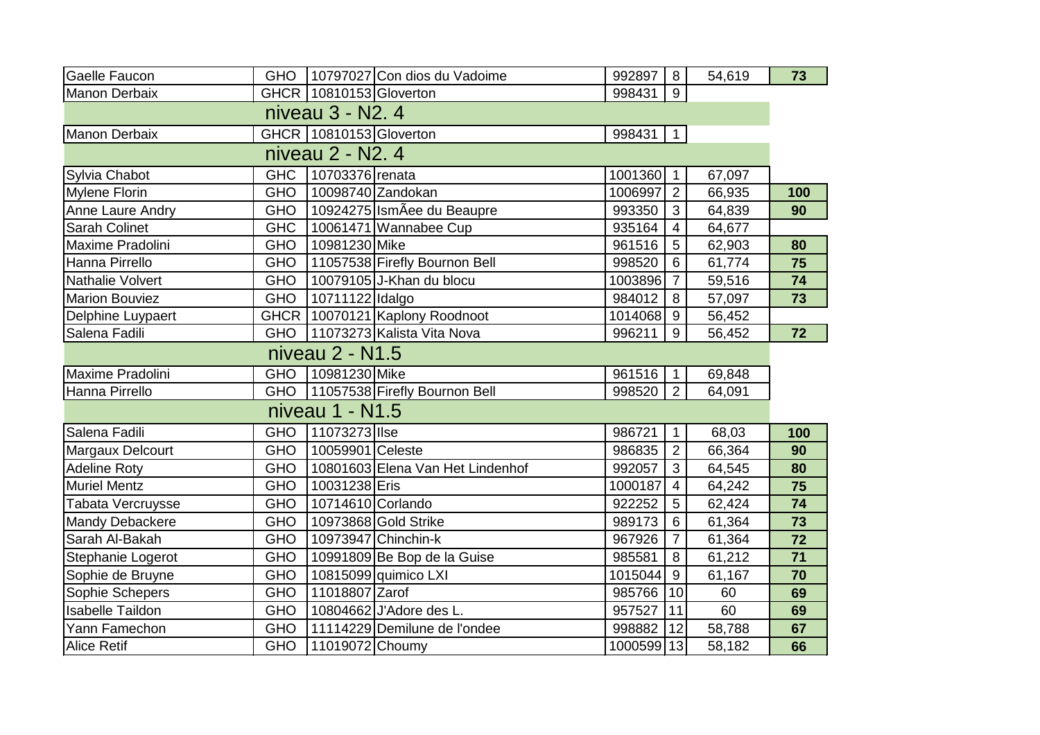| | | | | | | | |
|---|---|---|---|---|---|---|---|
| Gaelle Faucon | GHO | 10797027 | Con dios du Vadoime | 992897 | 8 | 54,619 | **73** |
| Manon Derbaix | GHCR | 10810153 | Gloverton | 998431 | 9 | | |
| niveau 3 - N2. 4 | | | | | | | |
| Manon Derbaix | GHCR | 10810153 | Gloverton | 998431 | 1 | | |
| niveau 2 - N2. 4 | | | | | | | |
| Sylvia Chabot | GHC | 10703376 | renata | 1001360 | 1 | 67,097 | |
| Mylene Florin | GHO | 10098740 | Zandokan | 1006997 | 2 | 66,935 | **100** |
| Anne Laure Andry | GHO | 10924275 | IsmÃee du Beaupre | 993350 | 3 | 64,839 | **90** |
| Sarah Colinet | GHC | 10061471 | Wannabee Cup | 935164 | 4 | 64,677 | |
| Maxime Pradolini | GHO | 10981230 | Mike | 961516 | 5 | 62,903 | **80** |
| Hanna Pirrello | GHO | 11057538 | Firefly Bournon Bell | 998520 | 6 | 61,774 | **75** |
| Nathalie Volvert | GHO | 10079105 | J-Khan du blocu | 1003896 | 7 | 59,516 | **74** |
| Marion Bouviez | GHO | 10711122 | Idalgo | 984012 | 8 | 57,097 | **73** |
| Delphine Luypaert | GHCR | 10070121 | Kaplony Roodnoot | 1014068 | 9 | 56,452 | |
| Salena Fadili | GHO | 11073273 | Kalista Vita Nova | 996211 | 9 | 56,452 | **72** |
| niveau 2 - N1.5 | | | | | | | |
| Maxime Pradolini | GHO | 10981230 | Mike | 961516 | 1 | 69,848 | |
| Hanna Pirrello | GHO | 11057538 | Firefly Bournon Bell | 998520 | 2 | 64,091 | |
| niveau 1 - N1.5 | | | | | | | |
| Salena Fadili | GHO | 11073273 | Ilse | 986721 | 1 | 68,03 | **100** |
| Margaux Delcourt | GHO | 10059901 | Celeste | 986835 | 2 | 66,364 | **90** |
| Adeline Roty | GHO | 10801603 | Elena Van Het Lindenhof | 992057 | 3 | 64,545 | **80** |
| Muriel Mentz | GHO | 10031238 | Eris | 1000187 | 4 | 64,242 | **75** |
| Tabata Vercruysse | GHO | 10714610 | Corlando | 922252 | 5 | 62,424 | **74** |
| Mandy Debackere | GHO | 10973868 | Gold Strike | 989173 | 6 | 61,364 | **73** |
| Sarah Al-Bakah | GHO | 10973947 | Chinchin-k | 967926 | 7 | 61,364 | **72** |
| Stephanie Logerot | GHO | 10991809 | Be Bop de la Guise | 985581 | 8 | 61,212 | **71** |
| Sophie de Bruyne | GHO | 10815099 | quimico LXI | 1015044 | 9 | 61,167 | **70** |
| Sophie Schepers | GHO | 11018807 | Zarof | 985766 | 10 | 60 | **69** |
| Isabelle Taildon | GHO | 10804662 | J'Adore des L. | 957527 | 11 | 60 | **69** |
| Yann Famechon | GHO | 11114229 | Demilune de l'ondee | 998882 | 12 | 58,788 | **67** |
| Alice Retif | GHO | 11019072 | Choumy | 1000599 | 13 | 58,182 | **66** |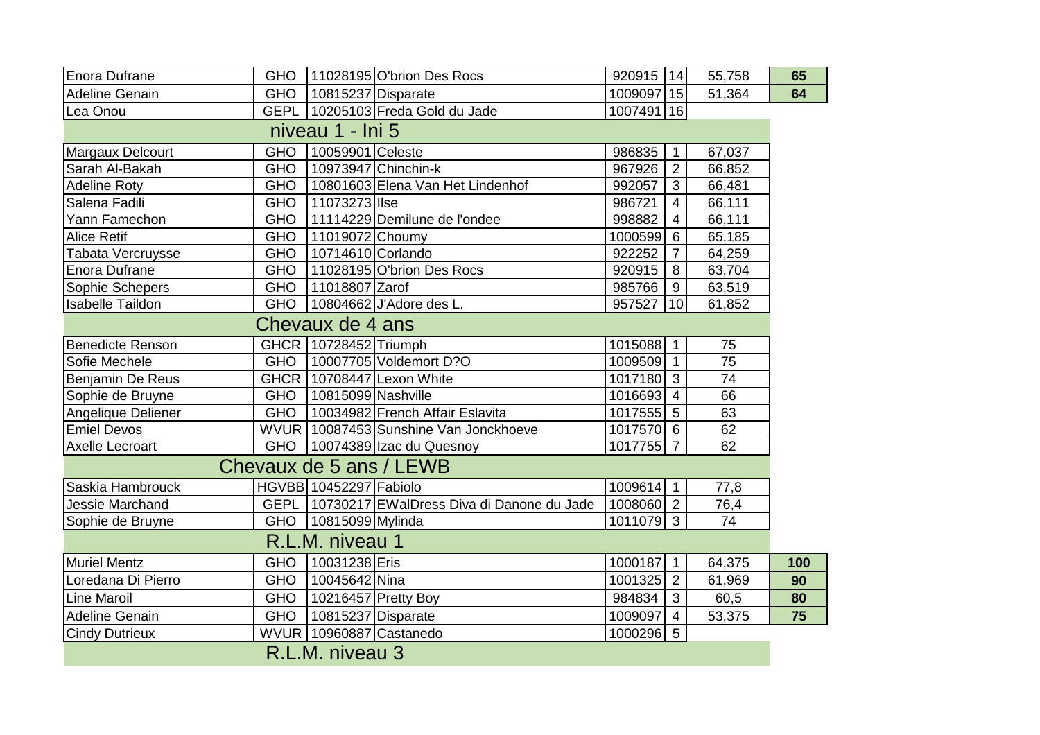| | | | | | | | |
|---|---|---|---|---|---|---|---|
| Enora Dufrane | GHO | 11028195 | O'brion Des Rocs | 920915 | 14 | 55,758 | **65** |
| Adeline Genain | GHO | 10815237 | Disparate | 1009097 | 15 | 51,364 | **64** |
| Lea Onou | GEPL | 10205103 | Freda Gold du Jade | 1007491 | 16 | | |
| **niveau 1 - Ini 5** | | | | | | | |
| Margaux Delcourt | GHO | 10059901 | Celeste | 986835 | 1 | 67,037 | |
| Sarah Al-Bakah | GHO | 10973947 | Chinchin-k | 967926 | 2 | 66,852 | |
| Adeline Roty | GHO | 10801603 | Elena Van Het Lindenhof | 992057 | 3 | 66,481 | |
| Salena Fadili | GHO | 11073273 | Ilse | 986721 | 4 | 66,111 | |
| Yann Famechon | GHO | 11114229 | Demilune de l'ondee | 998882 | 4 | 66,111 | |
| Alice Retif | GHO | 11019072 | Choumy | 1000599 | 6 | 65,185 | |
| Tabata Vercruysse | GHO | 10714610 | Corlando | 922252 | 7 | 64,259 | |
| Enora Dufrane | GHO | 11028195 | O'brion Des Rocs | 920915 | 8 | 63,704 | |
| Sophie Schepers | GHO | 11018807 | Zarof | 985766 | 9 | 63,519 | |
| Isabelle Taildon | GHO | 10804662 | J'Adore des L. | 957527 | 10 | 61,852 | |
| **Chevaux de 4 ans** | | | | | | | |
| Benedicte Renson | GHCR | 10728452 | Triumph | 1015088 | 1 | 75 | |
| Sofie Mechele | GHO | 10007705 | Voldemort D?O | 1009509 | 1 | 75 | |
| Benjamin De Reus | GHCR | 10708447 | Lexon White | 1017180 | 3 | 74 | |
| Sophie de Bruyne | GHO | 10815099 | Nashville | 1016693 | 4 | 66 | |
| Angelique Deliener | GHO | 10034982 | French Affair Eslavita | 1017555 | 5 | 63 | |
| Emiel Devos | WVUR | 10087453 | Sunshine Van Jonckhoeve | 1017570 | 6 | 62 | |
| Axelle Lecroart | GHO | 10074389 | Izac du Quesnoy | 1017755 | 7 | 62 | |
| **Chevaux de 5 ans / LEWB** | | | | | | | |
| Saskia Hambrouck | HGVBB | 10452297 | Fabiolo | 1009614 | 1 | 77,8 | |
| Jessie Marchand | GEPL | 10730217 | EWalDress Diva di Danone du Jade | 1008060 | 2 | 76,4 | |
| Sophie de Bruyne | GHO | 10815099 | Mylinda | 1011079 | 3 | 74 | |
| **R.L.M. niveau 1** | | | | | | | |
| Muriel Mentz | GHO | 10031238 | Eris | 1000187 | 1 | 64,375 | **100** |
| Loredana Di Pierro | GHO | 10045642 | Nina | 1001325 | 2 | 61,969 | **90** |
| Line Maroil | GHO | 10216457 | Pretty Boy | 984834 | 3 | 60,5 | **80** |
| Adeline Genain | GHO | 10815237 | Disparate | 1009097 | 4 | 53,375 | **75** |
| Cindy Dutrieux | WVUR | 10960887 | Castanedo | 1000296 | 5 | | |
| **R.L.M. niveau 3** | | | | | | | |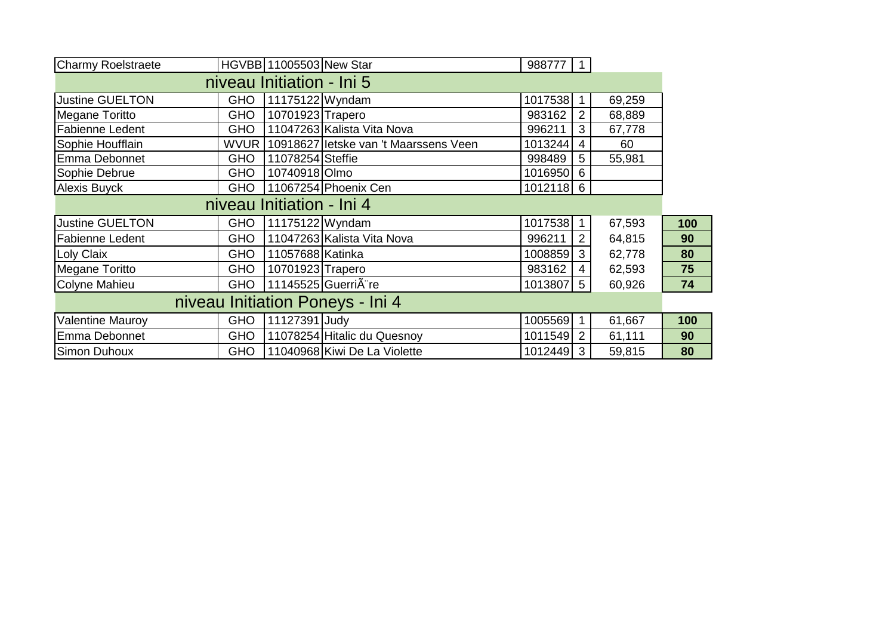| | | | | | | | |
|---|---|---|---|---|---|---|---|
| Charmy Roelstraete | HGVBB | 11005503 | New Star | 988777 | 1 | | |
| **niveau Initiation - Ini 5** | | | | | | | |
| Justine GUELTON | GHO | 11175122 | Wyndam | 1017538 | 1 | 69,259 | |
| Megane Toritto | GHO | 10701923 | Trapero | 983162 | 2 | 68,889 | |
| Fabienne Ledent | GHO | 11047263 | Kalista Vita Nova | 996211 | 3 | 67,778 | |
| Sophie Houfflain | WVUR | 10918627 | Ietske van 't Maarssens Veen | 1013244 | 4 | 60 | |
| Emma Debonnet | GHO | 11078254 | Steffie | 998489 | 5 | 55,981 | |
| Sophie Debrue | GHO | 10740918 | Olmo | 1016950 | 6 | | |
| Alexis Buyck | GHO | 11067254 | Phoenix Cen | 1012118 | 6 | | |
| **niveau Initiation - Ini 4** | | | | | | | |
| Justine GUELTON | GHO | 11175122 | Wyndam | 1017538 | 1 | 67,593 | **100** |
| Fabienne Ledent | GHO | 11047263 | Kalista Vita Nova | 996211 | 2 | 64,815 | **90** |
| Loly Claix | GHO | 11057688 | Katinka | 1008859 | 3 | 62,778 | **80** |
| Megane Toritto | GHO | 10701923 | Trapero | 983162 | 4 | 62,593 | **75** |
| Colyne Mahieu | GHO | 11145525 | GuerriÃ¨re | 1013807 | 5 | 60,926 | **74** |
| **niveau Initiation Poneys - Ini 4** | | | | | | | |
| Valentine Mauroy | GHO | 11127391 | Judy | 1005569 | 1 | 61,667 | **100** |
| Emma Debonnet | GHO | 11078254 | Hitalic du Quesnoy | 1011549 | 2 | 61,111 | **90** |
| Simon Duhoux | GHO | 11040968 | Kiwi De La Violette | 1012449 | 3 | 59,815 | **80** |